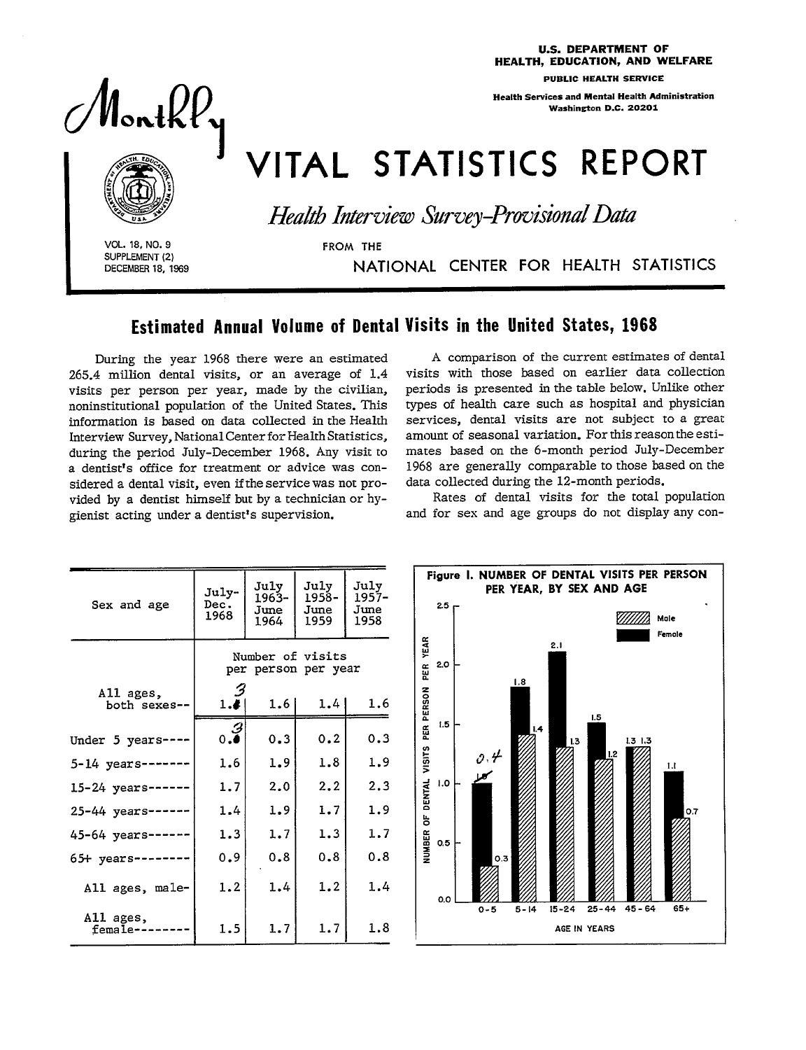# U.S. DEPARTMENT OF HEALTH, EDUCATION, AND WELFARE

PUBLIC HEALTH SERVICE

Health Services and Mental Health Administration
Washington D.C. 20201

# Monthly VITAL STATISTICS REPORT

*Health Interview Survey-Provisional Data*

FROM THE NATIONAL CENTER FOR HEALTH STATISTICS

VOL. 18, NO. 9
SUPPLEMENT (2)
DECEMBER 18, 1969

## Estimated Annual Volume of Dental Visits in the United States, 1968

During the year 1968 there were an estimated 265.4 million dental visits, or an average of 1.4 visits per person per year, made by the civilian, noninstitutional population of the United States. This information is based on data collected in the Health Interview Survey, National Center for Health Statistics, during the period July-December 1968. Any visit to a dentist's office for treatment or advice was considered a dental visit, even if the service was not provided by a dentist himself but by a technician or hygienist acting under a dentist's supervision.

A comparison of the current estimates of dental visits with those based on earlier data collection periods is presented in the table below. Unlike other types of health care such as hospital and physician services, dental visits are not subject to a great amount of seasonal variation. For this reason the estimates based on the 6-month period July-December 1968 are generally comparable to those based on the data collected during the 12-month periods.

Rates of dental visits for the total population and for sex and age groups do not display any con-

| Sex and age | July-Dec. 1968 | July 1963-June 1964 | July 1958-June 1959 | July 1957-June 1958 |
|---|---|---|---|---|
| | Number of visits per person per year | | | |
| All ages, both sexes-- | 1.4 (3) | 1.6 | 1.4 | 1.6 |
| Under 5 years---- | 0.4 (3) | 0.3 | 0.2 | 0.3 |
| 5-14 years------- | 1.6 | 1.9 | 1.8 | 1.9 |
| 15-24 years------ | 1.7 | 2.0 | 2.2 | 2.3 |
| 25-44 years------ | 1.4 | 1.9 | 1.7 | 1.9 |
| 45-64 years------ | 1.3 | 1.7 | 1.3 | 1.7 |
| 65+ years-------- | 0.9 | 0.8 | 0.8 | 0.8 |
| All ages, male- | 1.2 | 1.4 | 1.2 | 1.4 |
| All ages, female-------- | 1.5 | 1.7 | 1.7 | 1.8 |

Figure I. NUMBER OF DENTAL VISITS PER PERSON PER YEAR, BY SEX AND AGE

| Age in years | Male | Female |
|---|---|---|
| 0-5 | 0.3 | 1.0 (0.4) |
| 5-14 | 1.4 | 1.8 |
| 15-24 | 1.3 | 2.1 |
| 25-44 | 1.2 | 1.5 |
| 45-64 | 1.3 | 1.3 |
| 65+ | 0.7 | 1.1 |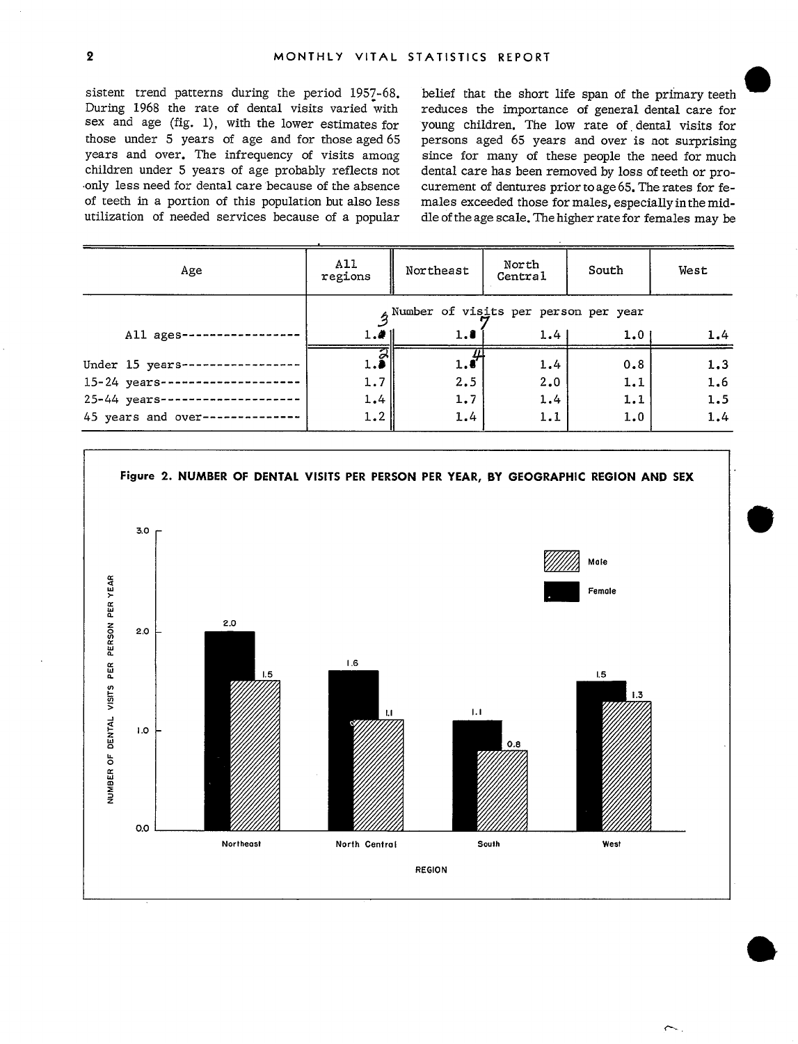sistent trend patterns during the period 1957-68. During 1968 the rate of dental visits varied with sex and age (fig. 1), with the lower estimates for those under 5 years of age and for those aged 65 years and over. The infrequency of visits among children under 5 years of age probably reflects not only less need for dental care because of the absence of teeth in a portion of this population but also less utilization of needed services because of a popular belief that the short life span of the primary teeth reduces the importance of general dental care for young children. The low rate of dental visits for persons aged 65 years and over is not surprising since for many of these people the need for much dental care has been removed by loss of teeth or procurement of dentures prior to age 65. The rates for females exceeded those for males, especially in the middle of the age scale. The higher rate for females may be

| Age | All regions | Northeast | North Central | South | West |
|---|---|---|---|---|---|
| | Number of visits per person per year | | | | |
| All ages | 1.3 | 1.7 | 1.4 | 1.0 | 1.4 |
| Under 15 years | 1.2 | 1.4 | 1.4 | 0.8 | 1.3 |
| 15-24 years | 1.7 | 2.5 | 2.0 | 1.1 | 1.6 |
| 25-44 years | 1.4 | 1.7 | 1.4 | 1.1 | 1.5 |
| 45 years and over | 1.2 | 1.4 | 1.1 | 1.0 | 1.4 |

**Figure 2. NUMBER OF DENTAL VISITS PER PERSON PER YEAR, BY GEOGRAPHIC REGION AND SEX**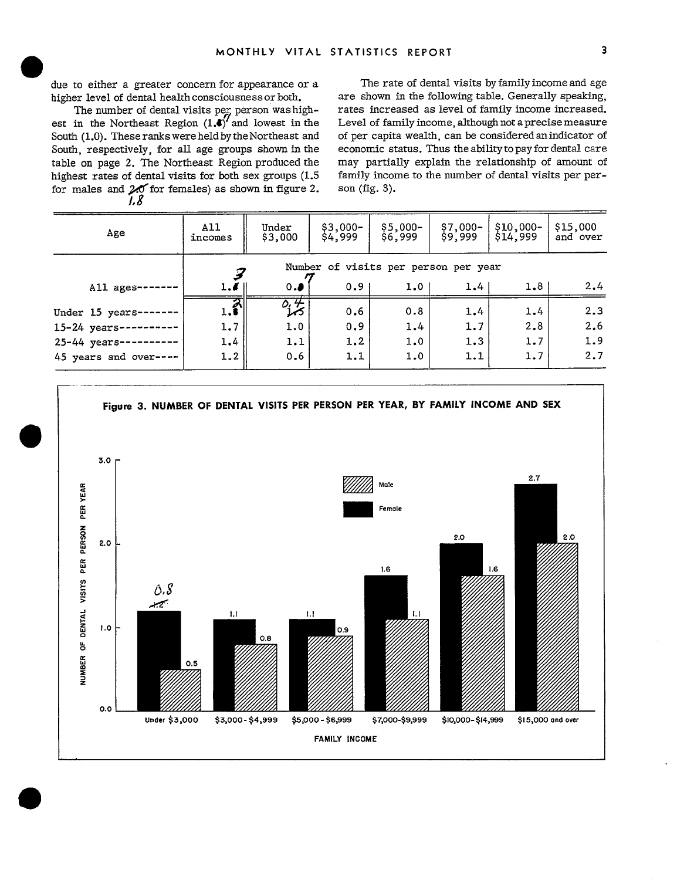due to either a greater concern for appearance or a higher level of dental health consciousness or both.

The number of dental visits per person was highest in the Northeast Region (1.7) and lowest in the South (1.0). These ranks were held by the Northeast and South, respectively, for all age groups shown in the table on page 2. The Northeast Region produced the highest rates of dental visits for both sex groups (1.5 for males and 1.8 for females) as shown in figure 2.

The rate of dental visits by family income and age are shown in the following table. Generally speaking, rates increased as level of family income increased. Level of family income, although not a precise measure of per capita wealth, can be considered an indicator of economic status. Thus the ability to pay for dental care may partially explain the relationship of amount of family income to the number of dental visits per person (fig. 3).

| Age | All incomes | Under $3,000 | $3,000-$4,999 | $5,000-$6,999 | $7,000-$9,999 | $10,000-$14,999 | $15,000 and over |
|---|---|---|---|---|---|---|---|
| | Number of visits per person per year | | | | | | |
| All ages------- | 1.3 | 0.7 | 0.9 | 1.0 | 1.4 | 1.8 | 2.4 |
| Under 15 years------- | 1.2 | 0.4 | 0.6 | 0.8 | 1.4 | 1.4 | 2.3 |
| 15-24 years---------- | 1.7 | 1.0 | 0.9 | 1.4 | 1.7 | 2.8 | 2.6 |
| 25-44 years---------- | 1.4 | 1.1 | 1.2 | 1.0 | 1.3 | 1.7 | 1.9 |
| 45 years and over---- | 1.2 | 0.6 | 1.1 | 1.0 | 1.1 | 1.7 | 2.7 |

**Figure 3. NUMBER OF DENTAL VISITS PER PERSON PER YEAR, BY FAMILY INCOME AND SEX**

| Family income | Male | Female |
|---|---|---|
| Under $3,000 | 0.5 | 0.8 |
| $3,000-$4,999 | 0.8 | 1.1 |
| $5,000-$6,999 | 0.9 | 1.1 |
| $7,000-$9,999 | 1.1 | 1.6 |
| $10,000-$14,999 | 1.6 | 2.0 |
| $15,000 and over | 2.0 | 2.7 |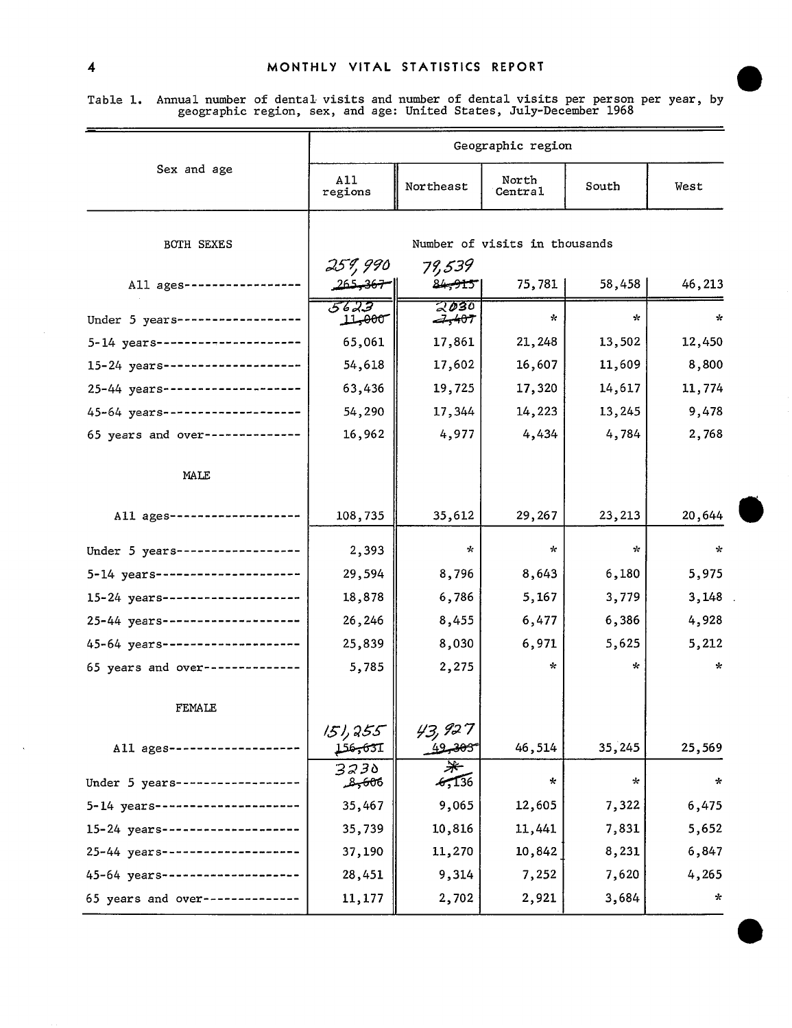Table 1. Annual number of dental visits and number of dental visits per person per year, by geographic region, sex, and age: United States, July-December 1968

| Sex and age | Geographic region | | | | |
|---|---|---|---|---|---|
| | All regions | Northeast | North Central | South | West |
| **BOTH SEXES** | Number of visits in thousands | | | | |
| All ages | 259,990 ~~265,367~~ | 79,539 ~~84,915~~ | 75,781 | 58,458 | 46,213 |
| Under 5 years | 5623 ~~11,000~~ | 2030 ~~7,407~~ | * | * | * |
| 5-14 years | 65,061 | 17,861 | 21,248 | 13,502 | 12,450 |
| 15-24 years | 54,618 | 17,602 | 16,607 | 11,609 | 8,800 |
| 25-44 years | 63,436 | 19,725 | 17,320 | 14,617 | 11,774 |
| 45-64 years | 54,290 | 17,344 | 14,223 | 13,245 | 9,478 |
| 65 years and over | 16,962 | 4,977 | 4,434 | 4,784 | 2,768 |
| **MALE** | | | | | |
| All ages | 108,735 | 35,612 | 29,267 | 23,213 | 20,644 |
| Under 5 years | 2,393 | * | * | * | * |
| 5-14 years | 29,594 | 8,796 | 8,643 | 6,180 | 5,975 |
| 15-24 years | 18,878 | 6,786 | 5,167 | 3,779 | 3,148 |
| 25-44 years | 26,246 | 8,455 | 6,477 | 6,386 | 4,928 |
| 45-64 years | 25,839 | 8,030 | 6,971 | 5,625 | 5,212 |
| 65 years and over | 5,785 | 2,275 | * | * | * |
| **FEMALE** | | | | | |
| All ages | 151,255 ~~156,631~~ | 43,927 ~~49,303~~ | 46,514 | 35,245 | 25,569 |
| Under 5 years | 3230 ~~8,606~~ | * ~~6,136~~ | * | * | * |
| 5-14 years | 35,467 | 9,065 | 12,605 | 7,322 | 6,475 |
| 15-24 years | 35,739 | 10,816 | 11,441 | 7,831 | 5,652 |
| 25-44 years | 37,190 | 11,270 | 10,842 | 8,231 | 6,847 |
| 45-64 years | 28,451 | 9,314 | 7,252 | 7,620 | 4,265 |
| 65 years and over | 11,177 | 2,702 | 2,921 | 3,684 | * |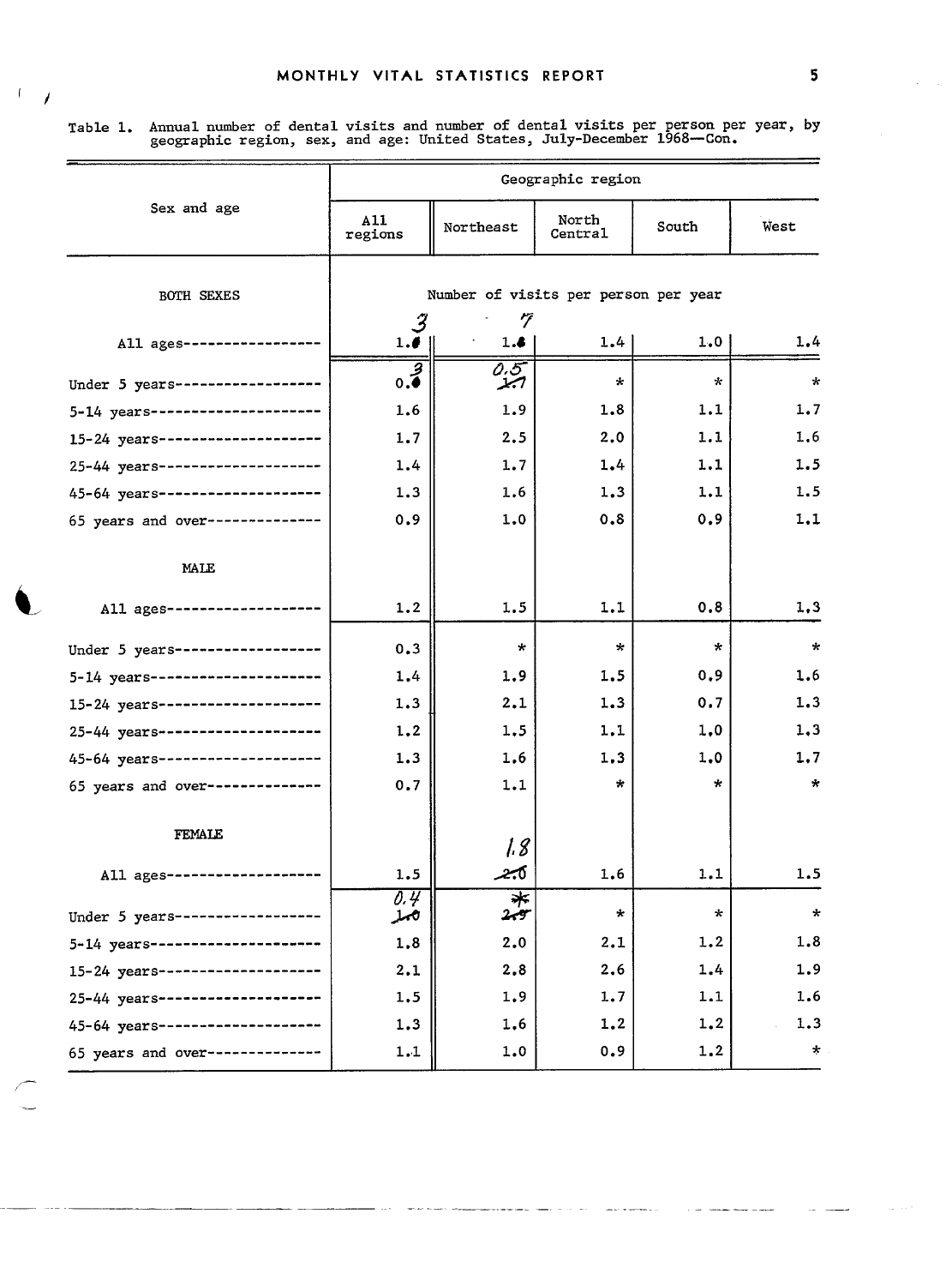Table 1. Annual number of dental visits and number of dental visits per person per year, by geographic region, sex, and age: United States, July-December 1968—Con.

| Sex and age | All regions | Northeast | North Central | South | West |
|---|---|---|---|---|---|
| | Number of visits per person per year | | | | |
| **BOTH SEXES** | | | | | |
| All ages | 1.3 | 1.7 | 1.4 | 1.0 | 1.4 |
| Under 5 years | 0.3 | 0.5 | * | * | * |
| 5-14 years | 1.6 | 1.9 | 1.8 | 1.1 | 1.7 |
| 15-24 years | 1.7 | 2.5 | 2.0 | 1.1 | 1.6 |
| 25-44 years | 1.4 | 1.7 | 1.4 | 1.1 | 1.5 |
| 45-64 years | 1.3 | 1.6 | 1.3 | 1.1 | 1.5 |
| 65 years and over | 0.9 | 1.0 | 0.8 | 0.9 | 1.1 |
| **MALE** | | | | | |
| All ages | 1.2 | 1.5 | 1.1 | 0.8 | 1.3 |
| Under 5 years | 0.3 | * | * | * | * |
| 5-14 years | 1.4 | 1.9 | 1.5 | 0.9 | 1.6 |
| 15-24 years | 1.3 | 2.1 | 1.3 | 0.7 | 1.3 |
| 25-44 years | 1.2 | 1.5 | 1.1 | 1.0 | 1.3 |
| 45-64 years | 1.3 | 1.6 | 1.3 | 1.0 | 1.7 |
| 65 years and over | 0.7 | 1.1 | * | * | * |
| **FEMALE** | | | | | |
| All ages | 1.5 | 1.8 | 1.6 | 1.1 | 1.5 |
| Under 5 years | 0.4 | * | * | * | * |
| 5-14 years | 1.8 | 2.0 | 2.1 | 1.2 | 1.8 |
| 15-24 years | 2.1 | 2.8 | 2.6 | 1.4 | 1.9 |
| 25-44 years | 1.5 | 1.9 | 1.7 | 1.1 | 1.6 |
| 45-64 years | 1.3 | 1.6 | 1.2 | 1.2 | 1.3 |
| 65 years and over | 1.1 | 1.0 | 0.9 | 1.2 | * |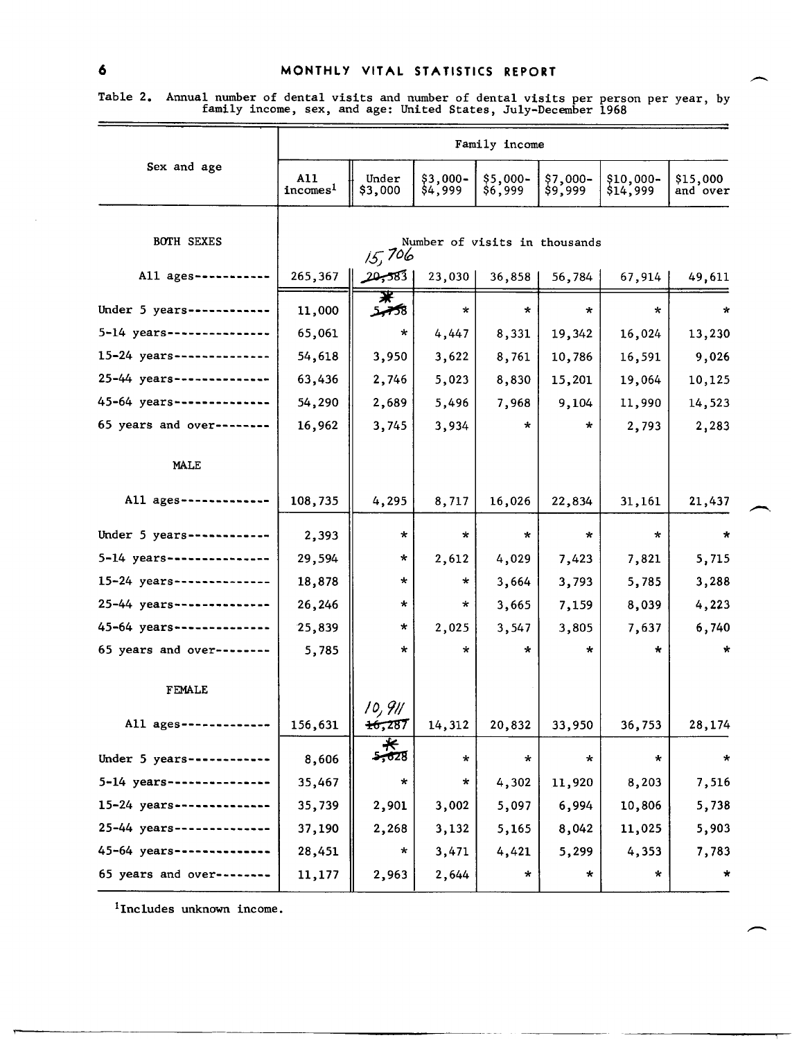Table 2. Annual number of dental visits and number of dental visits per person per year, by family income, sex, and age: United States, July-December 1968

| Sex and age | All incomes[1] | Under $3,000 | $3,000-$4,999 | $5,000-$6,999 | $7,000-$9,999 | $10,000-$14,999 | $15,000 and over |
|---|---|---|---|---|---|---|---|
| | Number of visits in thousands | | | | | | |
| **BOTH SEXES** | | | | | | | |
| All ages | 265,367 | ~~20,583~~ 15,706 | 23,030 | 36,858 | 56,784 | 67,914 | 49,611 |
| Under 5 years | 11,000 | ~~5,758~~ * | * | * | * | * | * |
| 5-14 years | 65,061 | * | 4,447 | 8,331 | 19,342 | 16,024 | 13,230 |
| 15-24 years | 54,618 | 3,950 | 3,622 | 8,761 | 10,786 | 16,591 | 9,026 |
| 25-44 years | 63,436 | 2,746 | 5,023 | 8,830 | 15,201 | 19,064 | 10,125 |
| 45-64 years | 54,290 | 2,689 | 5,496 | 7,968 | 9,104 | 11,990 | 14,523 |
| 65 years and over | 16,962 | 3,745 | 3,934 | * | * | 2,793 | 2,283 |
| **MALE** | | | | | | | |
| All ages | 108,735 | 4,295 | 8,717 | 16,026 | 22,834 | 31,161 | 21,437 |
| Under 5 years | 2,393 | * | * | * | * | * | * |
| 5-14 years | 29,594 | * | 2,612 | 4,029 | 7,423 | 7,821 | 5,715 |
| 15-24 years | 18,878 | * | * | 3,664 | 3,793 | 5,785 | 3,288 |
| 25-44 years | 26,246 | * | * | 3,665 | 7,159 | 8,039 | 4,223 |
| 45-64 years | 25,839 | * | 2,025 | 3,547 | 3,805 | 7,637 | 6,740 |
| 65 years and over | 5,785 | * | * | * | * | * | * |
| **FEMALE** | | | | | | | |
| All ages | 156,631 | ~~16,287~~ 10,911 | 14,312 | 20,832 | 33,950 | 36,753 | 28,174 |
| Under 5 years | 8,606 | ~~5,628~~ * | * | * | * | * | * |
| 5-14 years | 35,467 | * | * | 4,302 | 11,920 | 8,203 | 7,516 |
| 15-24 years | 35,739 | 2,901 | 3,002 | 5,097 | 6,994 | 10,806 | 5,738 |
| 25-44 years | 37,190 | 2,268 | 3,132 | 5,165 | 8,042 | 11,025 | 5,903 |
| 45-64 years | 28,451 | * | 3,471 | 4,421 | 5,299 | 4,353 | 7,783 |
| 65 years and over | 11,177 | 2,963 | 2,644 | * | * | * | * |

[1]Includes unknown income.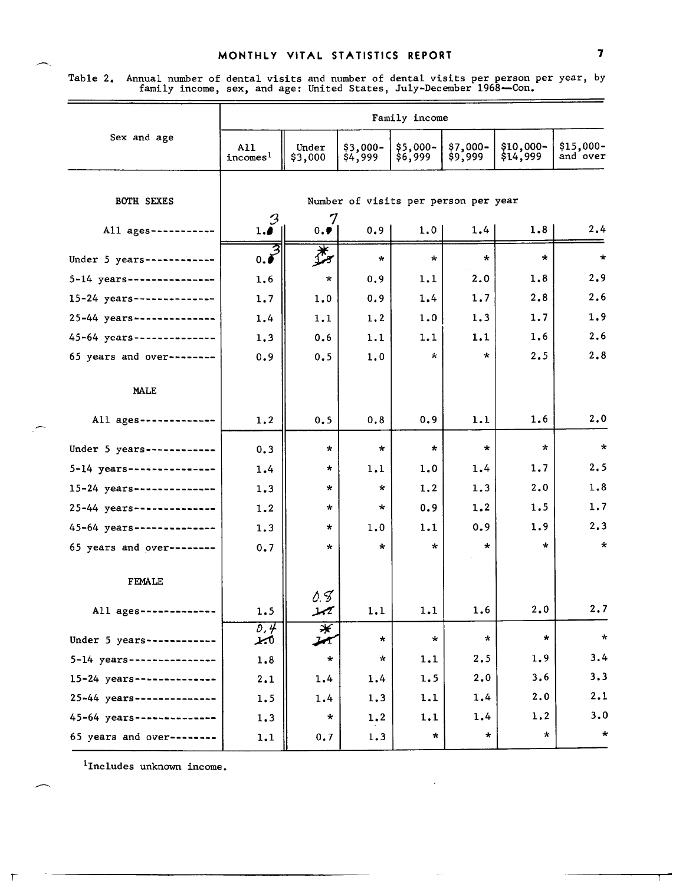Table 2. Annual number of dental visits and number of dental visits per person per year, by family income, sex, and age: United States, July-December 1968—Con.

| Sex and age | Family income | | | | | | |
|---|---|---|---|---|---|---|---|
| | All incomes[1] | Under $3,000 | $3,000-$4,999 | $5,000-$6,999 | $7,000-$9,999 | $10,000-$14,999 | $15,000-and over |
| **BOTH SEXES** | Number of visits per person per year | | | | | | |
| All ages | 1.3 | 0.7 | 0.9 | 1.0 | 1.4 | 1.8 | 2.4 |
| Under 5 years | 0.3 | * | * | * | * | * | * |
| 5-14 years | 1.6 | * | 0.9 | 1.1 | 2.0 | 1.8 | 2.9 |
| 15-24 years | 1.7 | 1.0 | 0.9 | 1.4 | 1.7 | 2.8 | 2.6 |
| 25-44 years | 1.4 | 1.1 | 1.2 | 1.0 | 1.3 | 1.7 | 1.9 |
| 45-64 years | 1.3 | 0.6 | 1.1 | 1.1 | 1.1 | 1.6 | 2.6 |
| 65 years and over | 0.9 | 0.5 | 1.0 | * | * | 2.5 | 2.8 |
| **MALE** | | | | | | | |
| All ages | 1.2 | 0.5 | 0.8 | 0.9 | 1.1 | 1.6 | 2.0 |
| Under 5 years | 0.3 | * | * | * | * | * | * |
| 5-14 years | 1.4 | * | 1.1 | 1.0 | 1.4 | 1.7 | 2.5 |
| 15-24 years | 1.3 | * | * | 1.2 | 1.3 | 2.0 | 1.8 |
| 25-44 years | 1.2 | * | * | 0.9 | 1.2 | 1.5 | 1.7 |
| 45-64 years | 1.3 | * | 1.0 | 1.1 | 0.9 | 1.9 | 2.3 |
| 65 years and over | 0.7 | * | * | * | * | * | * |
| **FEMALE** | | | | | | | |
| All ages | 1.5 | 0.8 | 1.1 | 1.1 | 1.6 | 2.0 | 2.7 |
| Under 5 years | 0.4 | * | * | * | * | * | * |
| 5-14 years | 1.8 | * | * | 1.1 | 2.5 | 1.9 | 3.4 |
| 15-24 years | 2.1 | 1.4 | 1.4 | 1.5 | 2.0 | 3.6 | 3.3 |
| 25-44 years | 1.5 | 1.4 | 1.3 | 1.1 | 1.4 | 2.0 | 2.1 |
| 45-64 years | 1.3 | * | 1.2 | 1.1 | 1.4 | 1.2 | 3.0 |
| 65 years and over | 1.1 | 0.7 | 1.3 | * | * | * | * |

[1]Includes unknown income.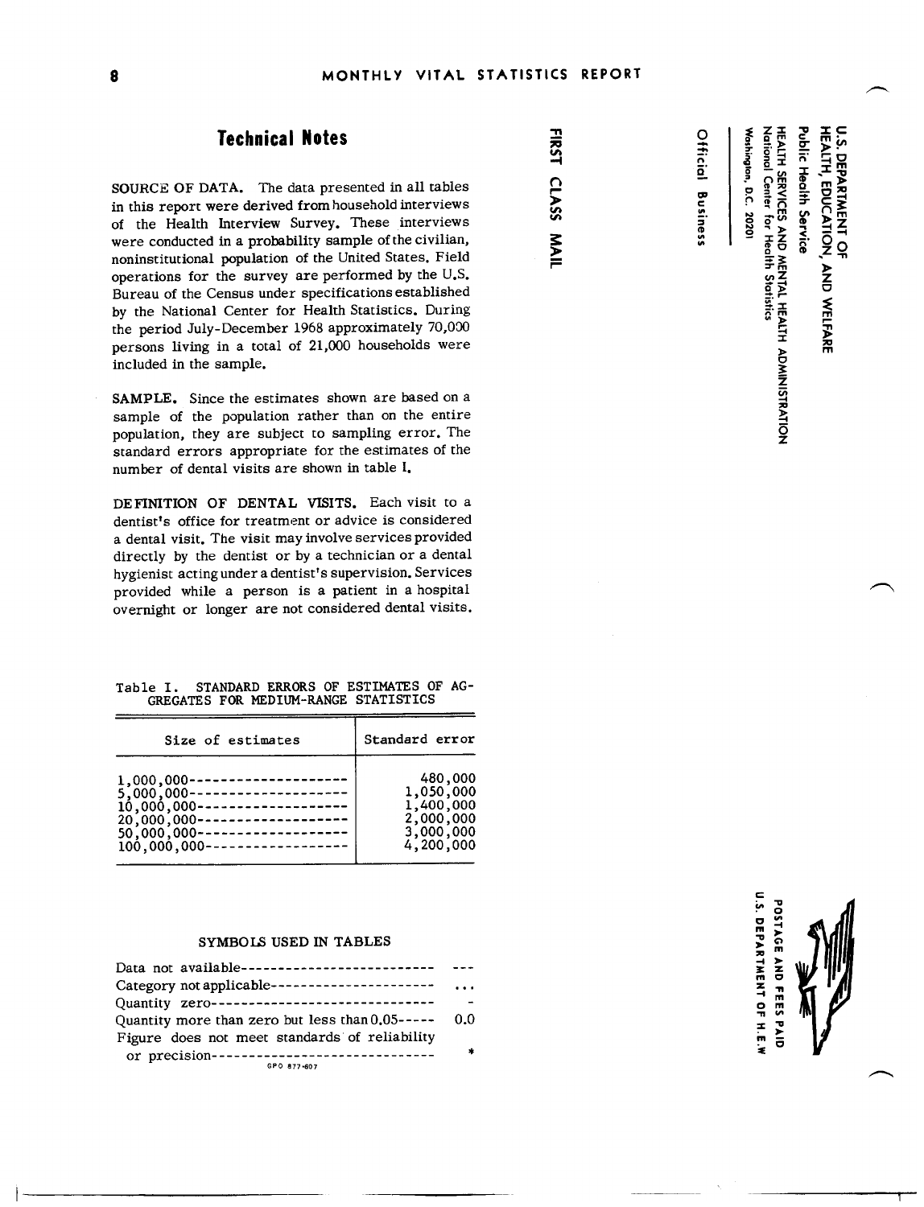# Technical Notes

**SOURCE OF DATA.** The data presented in all tables in this report were derived from household interviews of the Health Interview Survey. These interviews were conducted in a probability sample of the civilian, noninstitutional population of the United States. Field operations for the survey are performed by the U.S. Bureau of the Census under specifications established by the National Center for Health Statistics. During the period July-December 1968 approximately 70,000 persons living in a total of 21,000 households were included in the sample.

**SAMPLE.** Since the estimates shown are based on a sample of the population rather than on the entire population, they are subject to sampling error. The standard errors appropriate for the estimates of the number of dental visits are shown in table I.

**DEFINITION OF DENTAL VISITS.** Each visit to a dentist's office for treatment or advice is considered a dental visit. The visit may involve services provided directly by the dentist or by a technician or a dental hygienist acting under a dentist's supervision. Services provided while a person is a patient in a hospital overnight or longer are not considered dental visits.

Table I. STANDARD ERRORS OF ESTIMATES OF AGGREGATES FOR MEDIUM-RANGE STATISTICS

| Size of estimates | Standard error |
|---|---|
| 1,000,000 | 480,000 |
| 5,000,000 | 1,050,000 |
| 10,000,000 | 1,400,000 |
| 20,000,000 | 2,000,000 |
| 50,000,000 | 3,000,000 |
| 100,000,000 | 4,200,000 |

## SYMBOLS USED IN TABLES

| | |
|---|---|
| Data not available | --- |
| Category not applicable | ... |
| Quantity zero | - |
| Quantity more than zero but less than 0.05 | 0.0 |
| Figure does not meet standards of reliability or precision | * |

GPO 877-607

FIRST CLASS MAIL

U.S. DEPARTMENT OF HEALTH, EDUCATION, AND WELFARE
Public Health Service
HEALTH SERVICES AND MENTAL HEALTH ADMINISTRATION
National Center for Health Statistics
Washington, D.C. 20201

Official Business

POSTAGE AND FEES PAID
U.S. DEPARTMENT OF H.E.W.